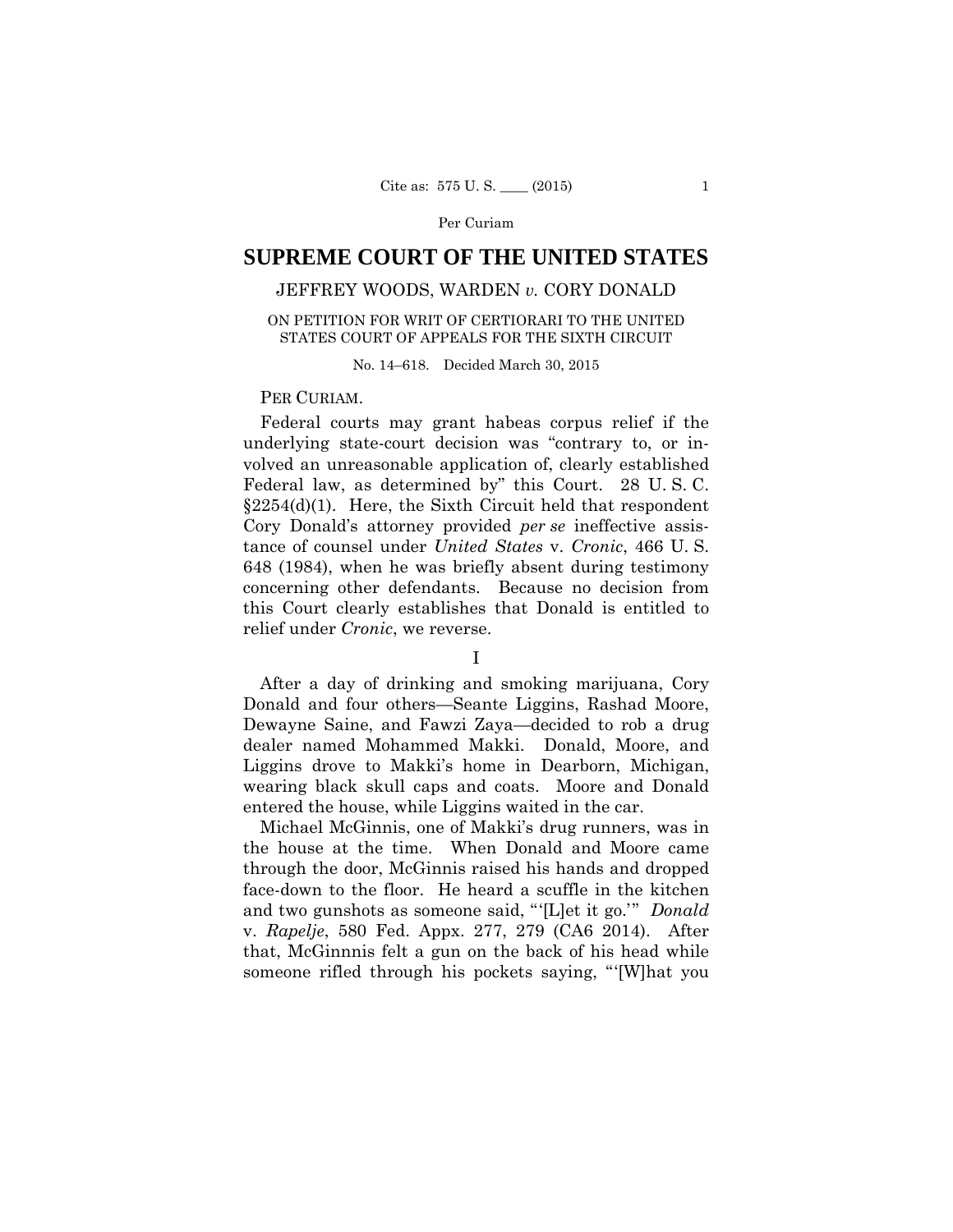# SUPREME COURT OF THE UNITED STATES

JEFFREY WOODS, WARDEN *v.* CORY DONALD

ON PETITION FOR WRIT OF CERTIORARI TO THE UNITED STATES COURT OF APPEALS FOR THE SIXTH CIRCUIT

No. 14–618. Decided March 30, 2015

PER CURIAM.

Federal courts may grant habeas corpus relief if the underlying state-court decision was "contrary to, or involved an unreasonable application of, clearly established Federal law, as determined by" this Court. 28 U. S. C. §2254(d)(1). Here, the Sixth Circuit held that respondent Cory Donald's attorney provided *per se* ineffective assistance of counsel under *United States* v. *Cronic*, 466 U. S. 648 (1984), when he was briefly absent during testimony concerning other defendants. Because no decision from this Court clearly establishes that Donald is entitled to relief under *Cronic*, we reverse.

I

After a day of drinking and smoking marijuana, Cory Donald and four others—Seante Liggins, Rashad Moore, Dewayne Saine, and Fawzi Zaya—decided to rob a drug dealer named Mohammed Makki. Donald, Moore, and Liggins drove to Makki's home in Dearborn, Michigan, wearing black skull caps and coats. Moore and Donald entered the house, while Liggins waited in the car.

Michael McGinnis, one of Makki's drug runners, was in the house at the time. When Donald and Moore came through the door, McGinnis raised his hands and dropped face-down to the floor. He heard a scuffle in the kitchen and two gunshots as someone said, "'[L]et it go.'" *Donald* v. *Rapelje*, 580 Fed. Appx. 277, 279 (CA6 2014). After that, McGinnnis felt a gun on the back of his head while someone rifled through his pockets saying, "'[W]hat you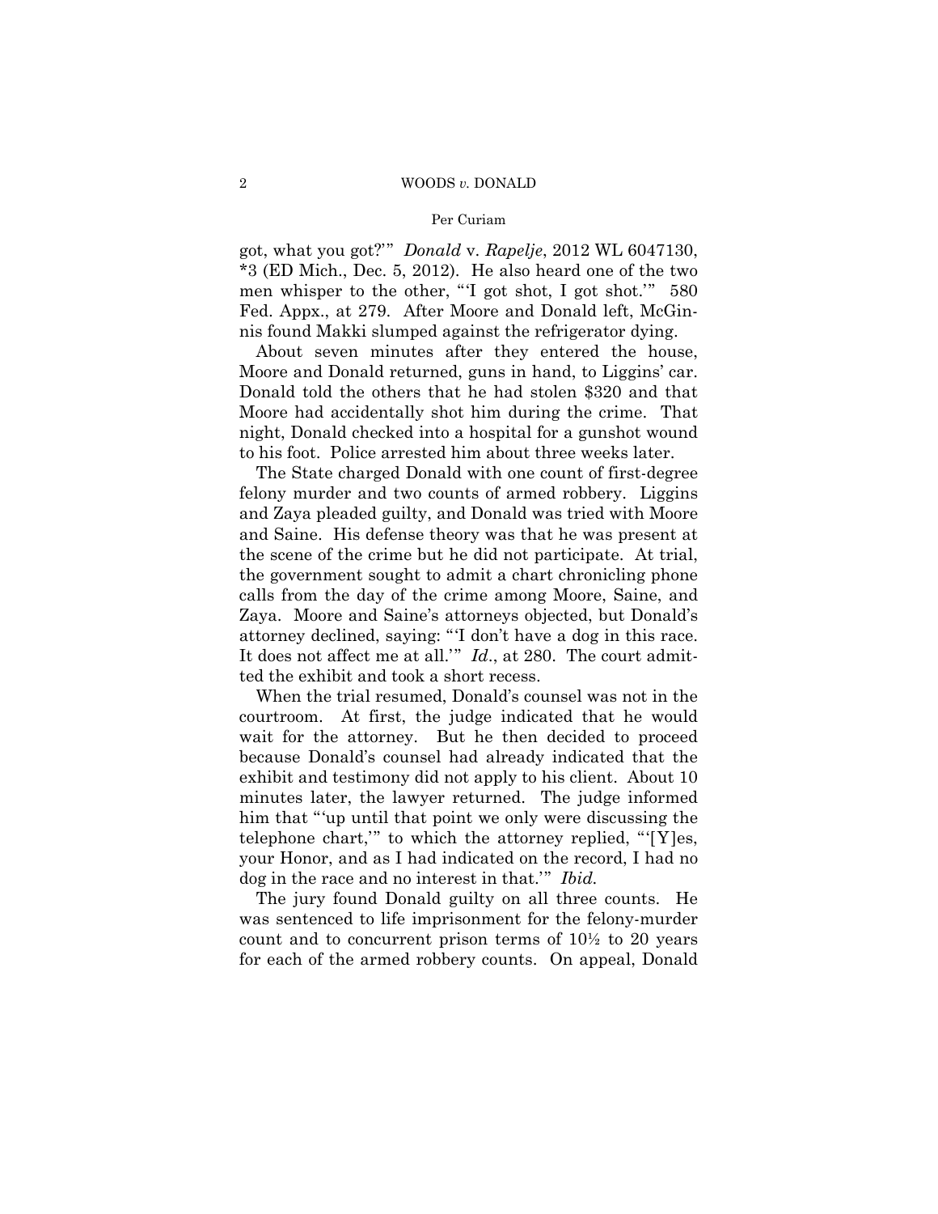got, what you got?'" *Donald* v. *Rapelje*, 2012 WL 6047130, \*3 (ED Mich., Dec. 5, 2012). He also heard one of the two men whisper to the other, "'I got shot, I got shot.'" 580 Fed. Appx., at 279. After Moore and Donald left, McGinnis found Makki slumped against the refrigerator dying.

About seven minutes after they entered the house, Moore and Donald returned, guns in hand, to Liggins' car. Donald told the others that he had stolen $320 and that Moore had accidentally shot him during the crime. That night, Donald checked into a hospital for a gunshot wound to his foot. Police arrested him about three weeks later.

The State charged Donald with one count of first-degree felony murder and two counts of armed robbery. Liggins and Zaya pleaded guilty, and Donald was tried with Moore and Saine. His defense theory was that he was present at the scene of the crime but he did not participate. At trial, the government sought to admit a chart chronicling phone calls from the day of the crime among Moore, Saine, and Zaya. Moore and Saine's attorneys objected, but Donald's attorney declined, saying: "'I don't have a dog in this race. It does not affect me at all.'" *Id*., at 280. The court admitted the exhibit and took a short recess.

When the trial resumed, Donald's counsel was not in the courtroom. At first, the judge indicated that he would wait for the attorney. But he then decided to proceed because Donald's counsel had already indicated that the exhibit and testimony did not apply to his client. About 10 minutes later, the lawyer returned. The judge informed him that "'up until that point we only were discussing the telephone chart,'" to which the attorney replied, "'[Y]es, your Honor, and as I had indicated on the record, I had no dog in the race and no interest in that.'" *Ibid.*

The jury found Donald guilty on all three counts. He was sentenced to life imprisonment for the felony-murder count and to concurrent prison terms of 10½ to 20 years for each of the armed robbery counts. On appeal, Donald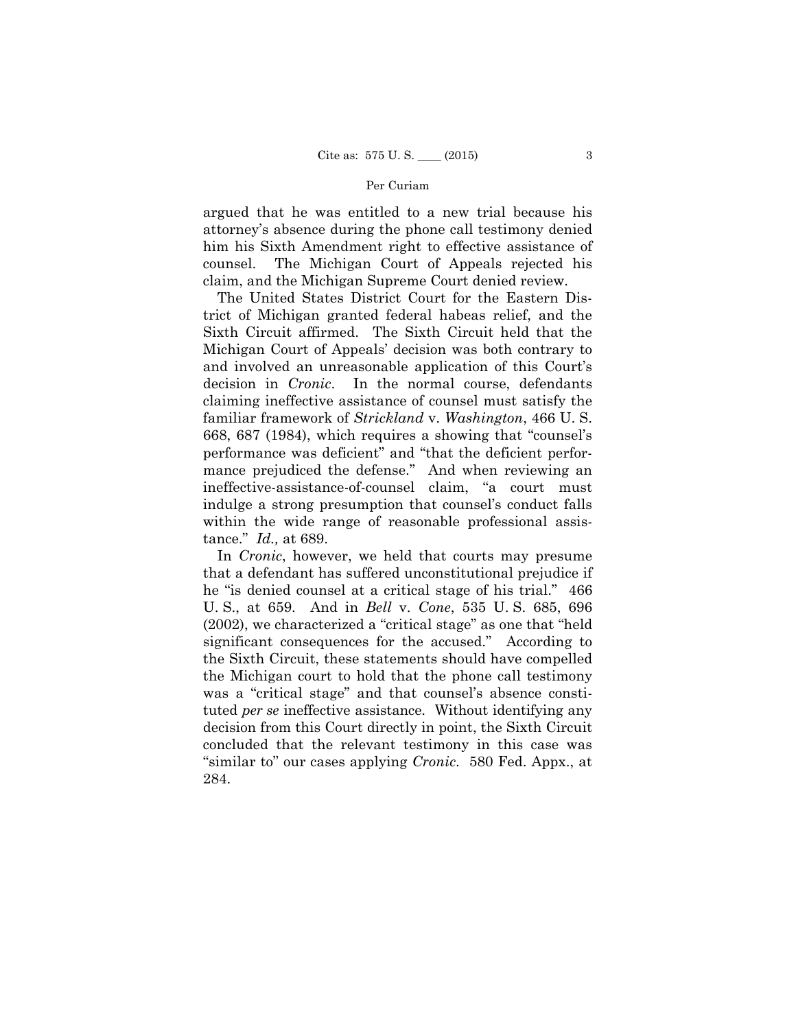argued that he was entitled to a new trial because his attorney's absence during the phone call testimony denied him his Sixth Amendment right to effective assistance of counsel. The Michigan Court of Appeals rejected his claim, and the Michigan Supreme Court denied review.

The United States District Court for the Eastern District of Michigan granted federal habeas relief, and the Sixth Circuit affirmed. The Sixth Circuit held that the Michigan Court of Appeals' decision was both contrary to and involved an unreasonable application of this Court's decision in *Cronic*. In the normal course, defendants claiming ineffective assistance of counsel must satisfy the familiar framework of *Strickland* v. *Washington*, 466 U. S. 668, 687 (1984), which requires a showing that "counsel's performance was deficient" and "that the deficient performance prejudiced the defense." And when reviewing an ineffective-assistance-of-counsel claim, "a court must indulge a strong presumption that counsel's conduct falls within the wide range of reasonable professional assistance." *Id.,* at 689.

In *Cronic*, however, we held that courts may presume that a defendant has suffered unconstitutional prejudice if he "is denied counsel at a critical stage of his trial." 466 U. S., at 659. And in *Bell* v. *Cone*, 535 U. S. 685, 696 (2002), we characterized a "critical stage" as one that "held significant consequences for the accused." According to the Sixth Circuit, these statements should have compelled the Michigan court to hold that the phone call testimony was a "critical stage" and that counsel's absence constituted *per se* ineffective assistance. Without identifying any decision from this Court directly in point, the Sixth Circuit concluded that the relevant testimony in this case was "similar to" our cases applying *Cronic*. 580 Fed. Appx., at 284.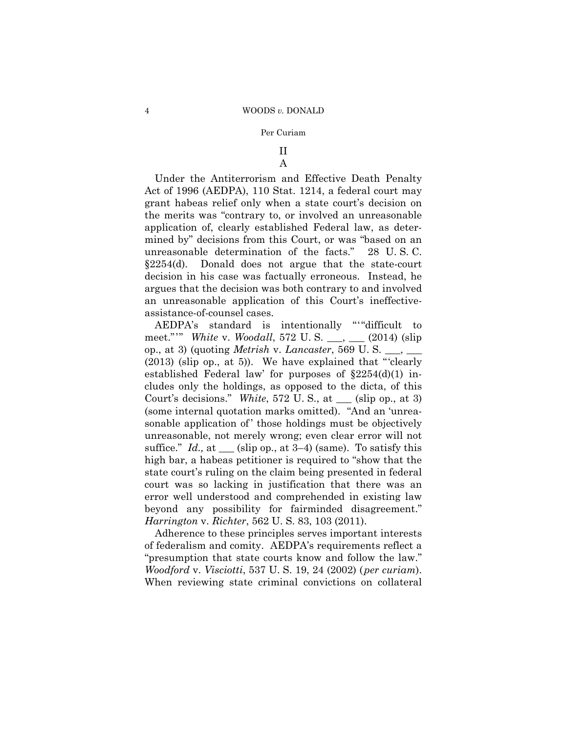## II

### A

Under the Antiterrorism and Effective Death Penalty Act of 1996 (AEDPA), 110 Stat. 1214, a federal court may grant habeas relief only when a state court's decision on the merits was "contrary to, or involved an unreasonable application of, clearly established Federal law, as determined by" decisions from this Court, or was "based on an unreasonable determination of the facts." 28 U. S. C. §2254(d). Donald does not argue that the state-court decision in his case was factually erroneous. Instead, he argues that the decision was both contrary to and involved an unreasonable application of this Court's ineffective-assistance-of-counsel cases.

AEDPA's standard is intentionally "'"difficult to meet."'" *White* v. *Woodall*, 572 U. S. ___, ___ (2014) (slip op., at 3) (quoting *Metrish* v. *Lancaster*, 569 U. S. ___, ___ (2013) (slip op., at 5)). We have explained that "'clearly established Federal law' for purposes of §2254(d)(1) includes only the holdings, as opposed to the dicta, of this Court's decisions." *White*, 572 U. S., at ___ (slip op., at 3) (some internal quotation marks omitted). "And an 'unreasonable application of' those holdings must be objectively unreasonable, not merely wrong; even clear error will not suffice." *Id.,* at ___ (slip op., at 3–4) (same). To satisfy this high bar, a habeas petitioner is required to "show that the state court's ruling on the claim being presented in federal court was so lacking in justification that there was an error well understood and comprehended in existing law beyond any possibility for fairminded disagreement." *Harrington* v. *Richter*, 562 U. S. 83, 103 (2011).

Adherence to these principles serves important interests of federalism and comity. AEDPA's requirements reflect a "presumption that state courts know and follow the law." *Woodford* v. *Visciotti*, 537 U. S. 19, 24 (2002) (*per curiam*). When reviewing state criminal convictions on collateral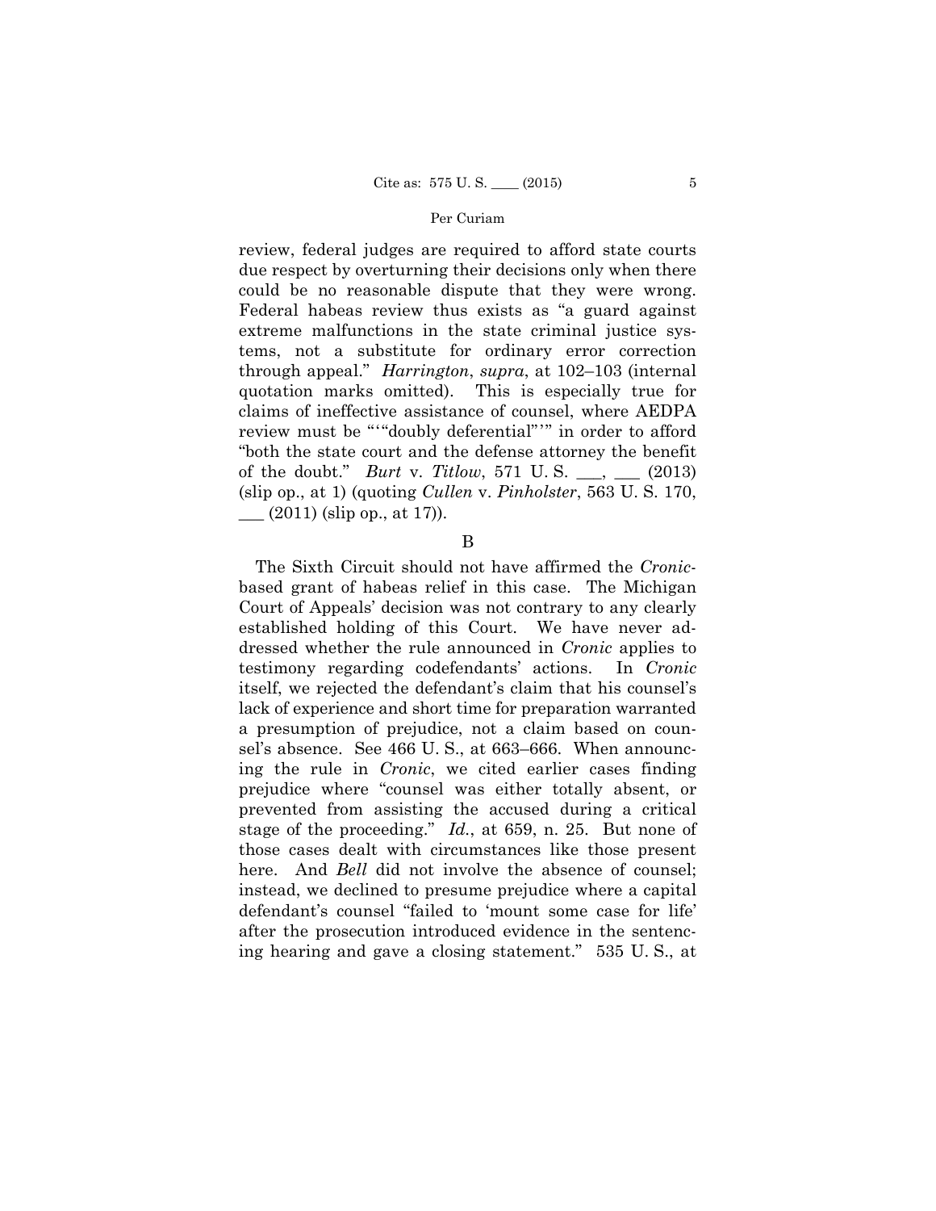review, federal judges are required to afford state courts due respect by overturning their decisions only when there could be no reasonable dispute that they were wrong. Federal habeas review thus exists as "a guard against extreme malfunctions in the state criminal justice systems, not a substitute for ordinary error correction through appeal." *Harrington*, *supra*, at 102–103 (internal quotation marks omitted). This is especially true for claims of ineffective assistance of counsel, where AEDPA review must be "'"doubly deferential"'" in order to afford "both the state court and the defense attorney the benefit of the doubt." *Burt* v. *Titlow*, 571 U. S. \_\_\_, \_\_\_ (2013) (slip op., at 1) (quoting *Cullen* v. *Pinholster*, 563 U. S. 170, \_\_\_ (2011) (slip op., at 17)).

B

The Sixth Circuit should not have affirmed the *Cronic*-based grant of habeas relief in this case. The Michigan Court of Appeals' decision was not contrary to any clearly established holding of this Court. We have never addressed whether the rule announced in *Cronic* applies to testimony regarding codefendants' actions. In *Cronic* itself, we rejected the defendant's claim that his counsel's lack of experience and short time for preparation warranted a presumption of prejudice, not a claim based on counsel's absence. See 466 U. S., at 663–666. When announcing the rule in *Cronic*, we cited earlier cases finding prejudice where "counsel was either totally absent, or prevented from assisting the accused during a critical stage of the proceeding." *Id.*, at 659, n. 25. But none of those cases dealt with circumstances like those present here. And *Bell* did not involve the absence of counsel; instead, we declined to presume prejudice where a capital defendant's counsel "failed to 'mount some case for life' after the prosecution introduced evidence in the sentencing hearing and gave a closing statement." 535 U. S., at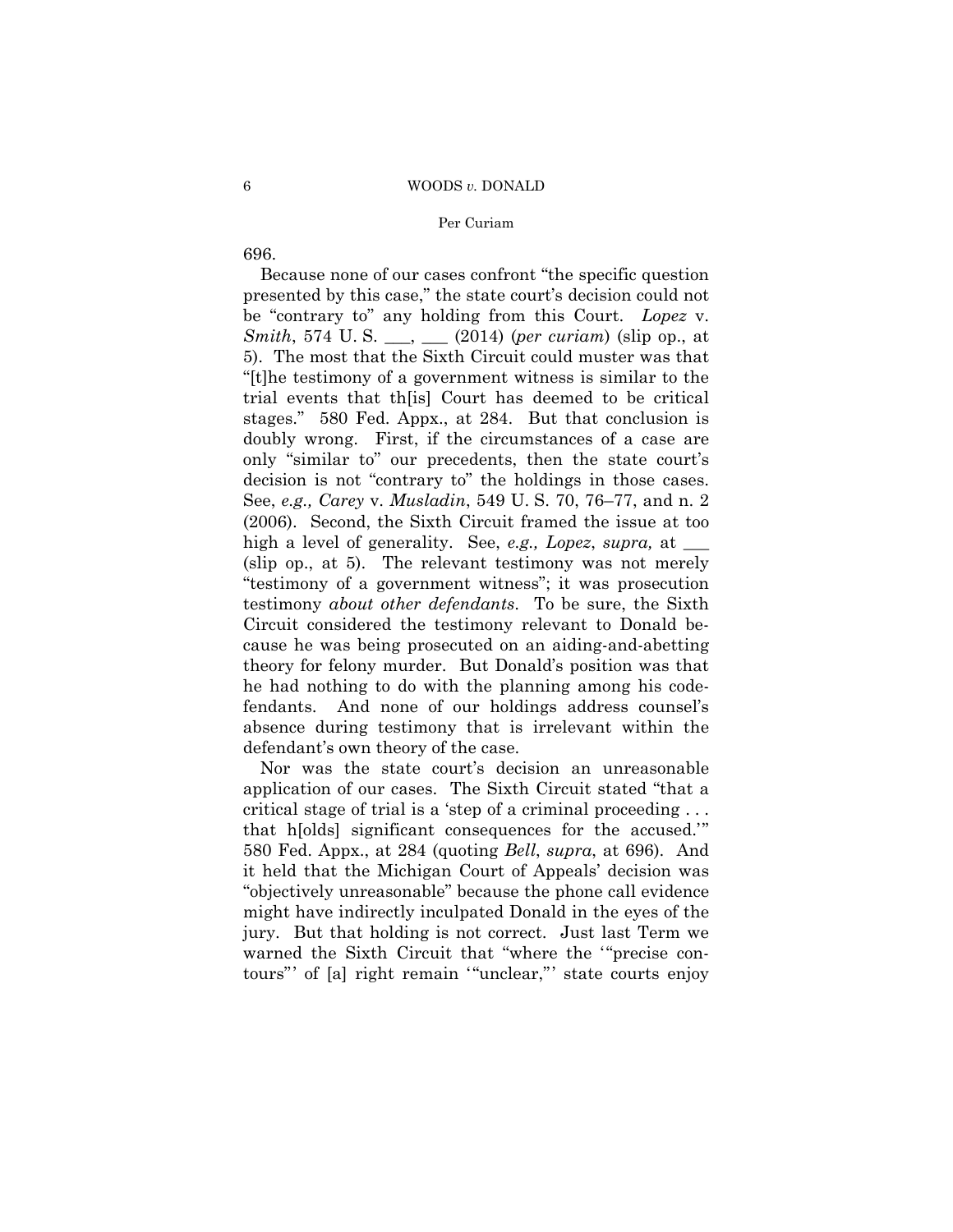696.

Because none of our cases confront "the specific question presented by this case," the state court's decision could not be "contrary to" any holding from this Court. *Lopez* v. *Smith*, 574 U. S. ___, ___ (2014) (*per curiam*) (slip op., at 5). The most that the Sixth Circuit could muster was that "[t]he testimony of a government witness is similar to the trial events that th[is] Court has deemed to be critical stages." 580 Fed. Appx., at 284. But that conclusion is doubly wrong. First, if the circumstances of a case are only "similar to" our precedents, then the state court's decision is not "contrary to" the holdings in those cases. See, *e.g., Carey* v. *Musladin*, 549 U. S. 70, 76–77, and n. 2 (2006). Second, the Sixth Circuit framed the issue at too high a level of generality. See, *e.g., Lopez*, *supra,* at ___ (slip op., at 5). The relevant testimony was not merely "testimony of a government witness"; it was prosecution testimony *about other defendants*. To be sure, the Sixth Circuit considered the testimony relevant to Donald because he was being prosecuted on an aiding-and-abetting theory for felony murder. But Donald's position was that he had nothing to do with the planning among his codefendants. And none of our holdings address counsel's absence during testimony that is irrelevant within the defendant's own theory of the case.

Nor was the state court's decision an unreasonable application of our cases. The Sixth Circuit stated "that a critical stage of trial is a 'step of a criminal proceeding . . . that h[olds] significant consequences for the accused.'" 580 Fed. Appx., at 284 (quoting *Bell*, *supra*, at 696). And it held that the Michigan Court of Appeals' decision was "objectively unreasonable" because the phone call evidence might have indirectly inculpated Donald in the eyes of the jury. But that holding is not correct. Just last Term we warned the Sixth Circuit that "where the '"precise contours"' of [a] right remain '"unclear,"' state courts enjoy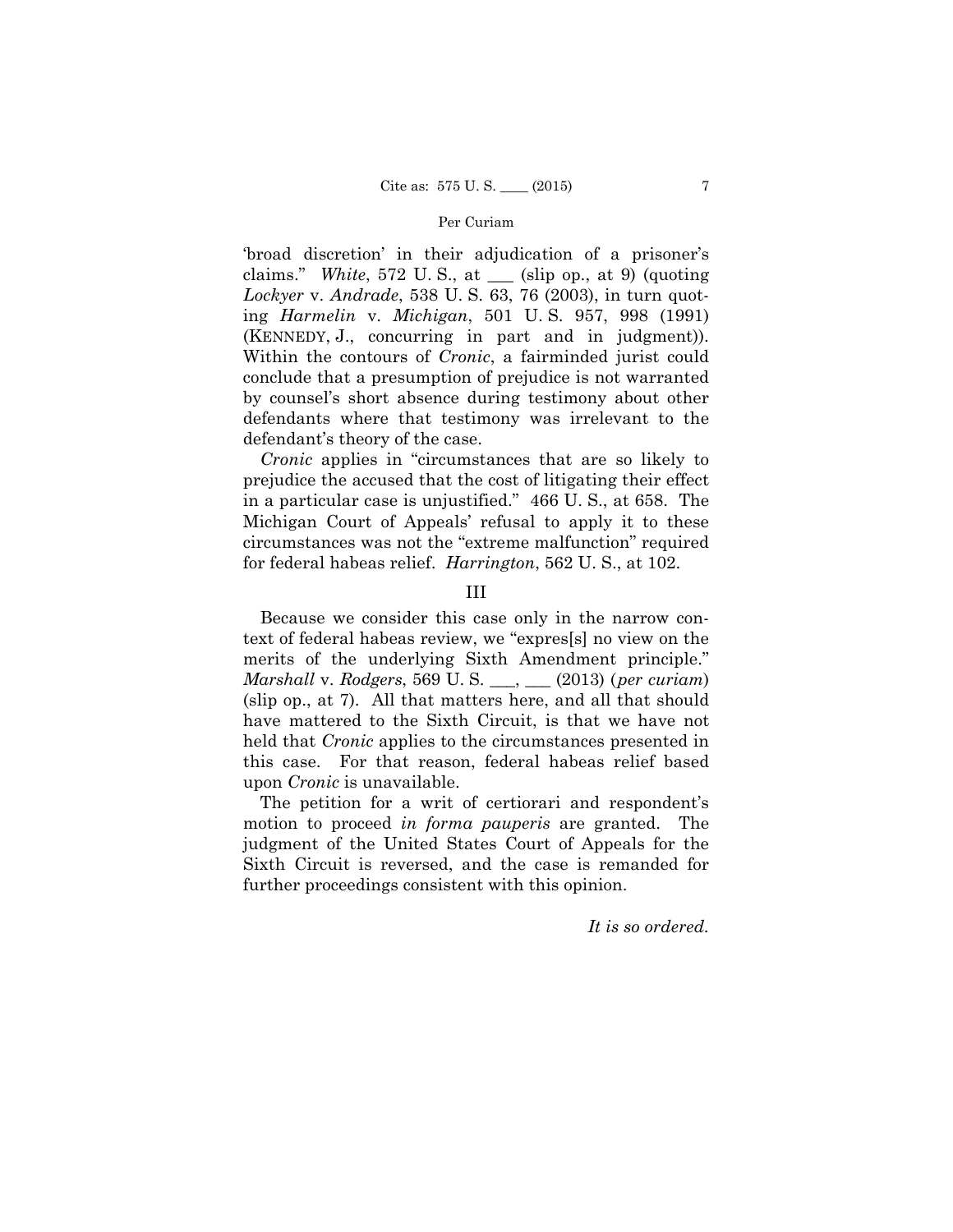'broad discretion' in their adjudication of a prisoner's claims." *White*, 572 U. S., at ___ (slip op., at 9) (quoting *Lockyer* v. *Andrade*, 538 U. S. 63, 76 (2003), in turn quoting *Harmelin* v. *Michigan*, 501 U. S. 957, 998 (1991) (KENNEDY, J., concurring in part and in judgment)). Within the contours of *Cronic*, a fairminded jurist could conclude that a presumption of prejudice is not warranted by counsel's short absence during testimony about other defendants where that testimony was irrelevant to the defendant's theory of the case.

*Cronic* applies in "circumstances that are so likely to prejudice the accused that the cost of litigating their effect in a particular case is unjustified." 466 U. S., at 658. The Michigan Court of Appeals' refusal to apply it to these circumstances was not the "extreme malfunction" required for federal habeas relief. *Harrington*, 562 U. S., at 102.

### III

Because we consider this case only in the narrow context of federal habeas review, we "expres[s] no view on the merits of the underlying Sixth Amendment principle." *Marshall* v. *Rodgers*, 569 U. S. ___, ___ (2013) (*per curiam*) (slip op., at 7). All that matters here, and all that should have mattered to the Sixth Circuit, is that we have not held that *Cronic* applies to the circumstances presented in this case. For that reason, federal habeas relief based upon *Cronic* is unavailable.

The petition for a writ of certiorari and respondent's motion to proceed *in forma pauperis* are granted. The judgment of the United States Court of Appeals for the Sixth Circuit is reversed, and the case is remanded for further proceedings consistent with this opinion.

*It is so ordered.*